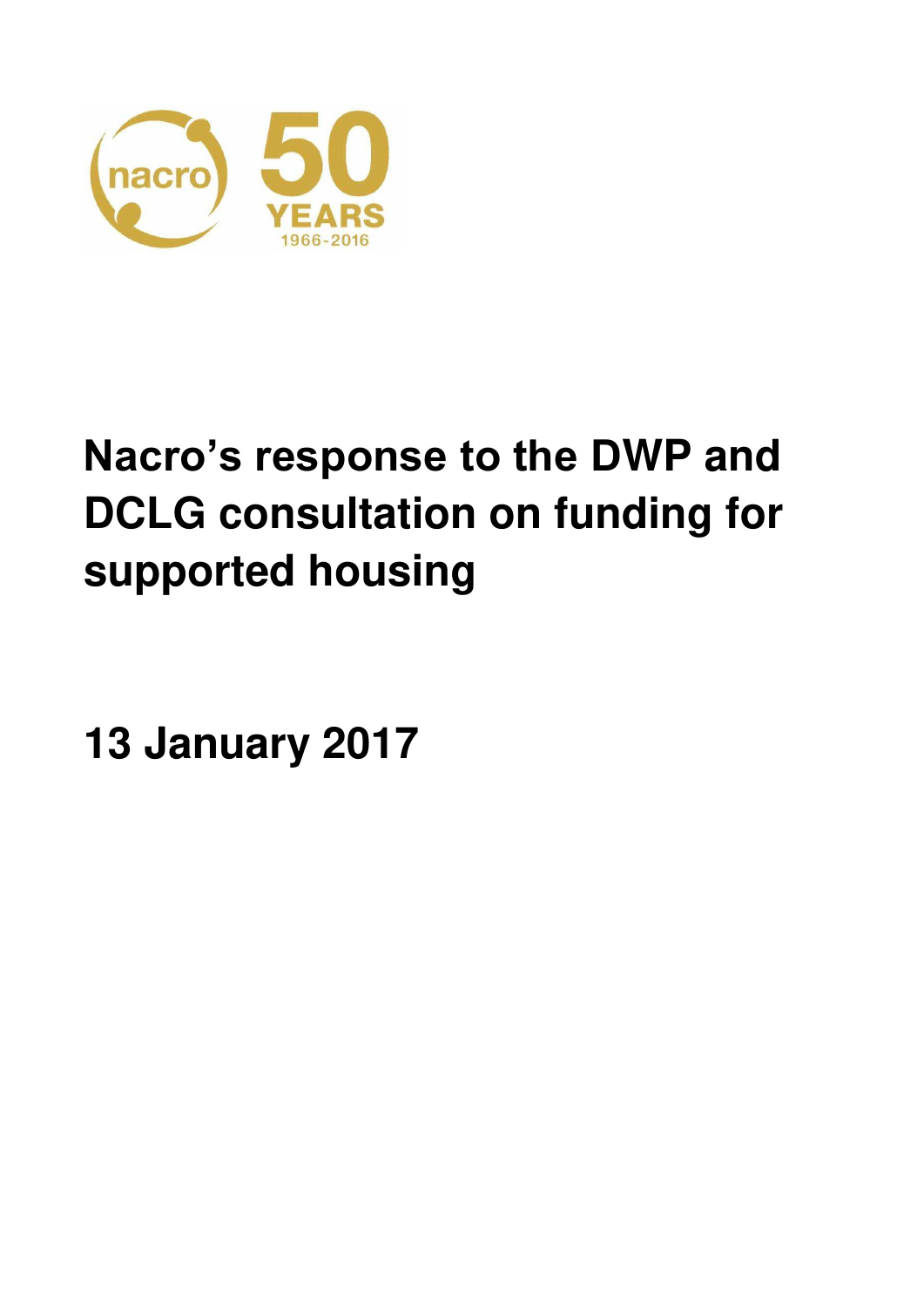# Nacro's response to the DWP and DCLG consultation on funding for supported housing

**13 January 2017**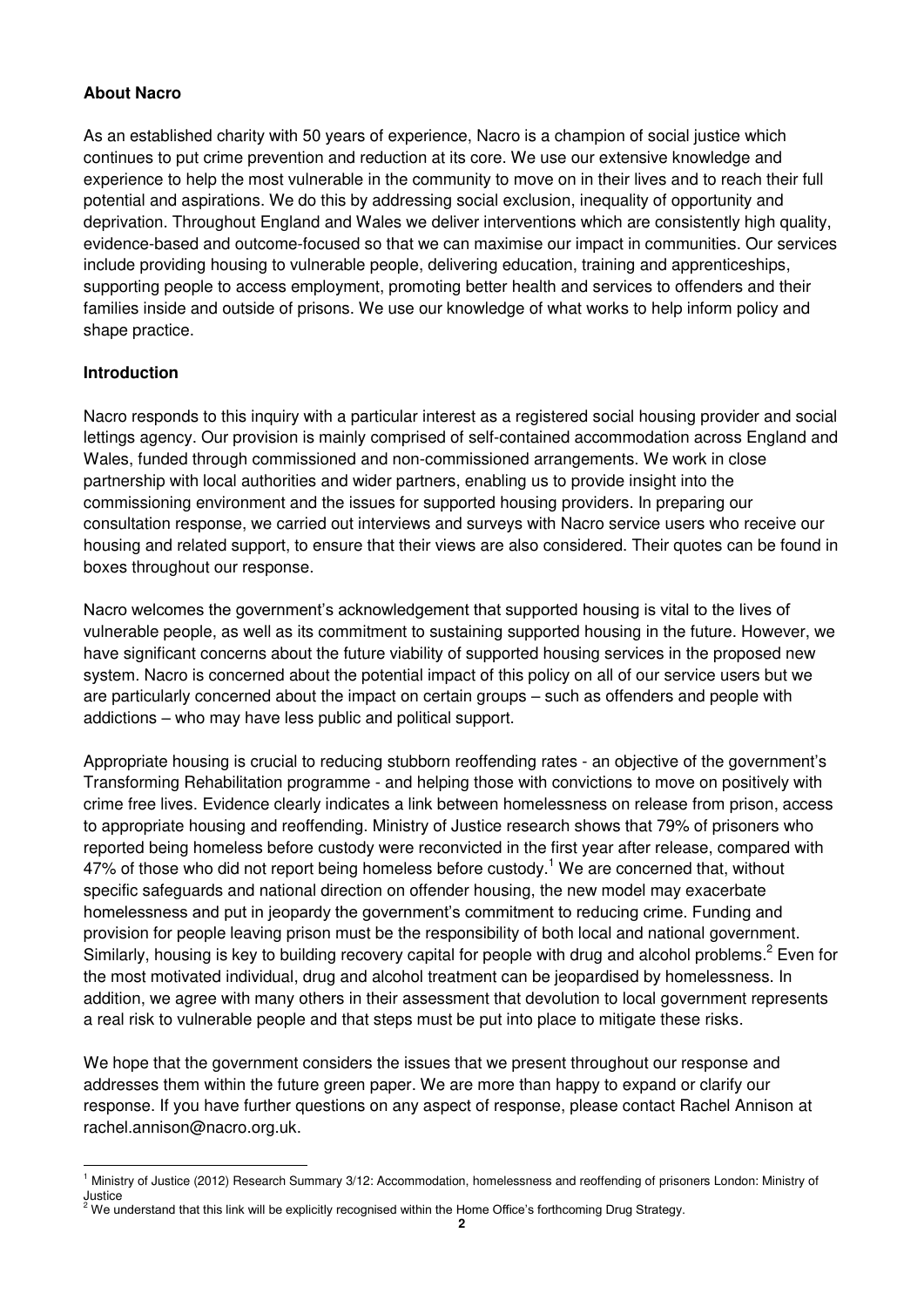**About Nacro**

As an established charity with 50 years of experience, Nacro is a champion of social justice which continues to put crime prevention and reduction at its core. We use our extensive knowledge and experience to help the most vulnerable in the community to move on in their lives and to reach their full potential and aspirations. We do this by addressing social exclusion, inequality of opportunity and deprivation. Throughout England and Wales we deliver interventions which are consistently high quality, evidence-based and outcome-focused so that we can maximise our impact in communities. Our services include providing housing to vulnerable people, delivering education, training and apprenticeships, supporting people to access employment, promoting better health and services to offenders and their families inside and outside of prisons. We use our knowledge of what works to help inform policy and shape practice.

**Introduction**

Nacro responds to this inquiry with a particular interest as a registered social housing provider and social lettings agency. Our provision is mainly comprised of self-contained accommodation across England and Wales, funded through commissioned and non-commissioned arrangements. We work in close partnership with local authorities and wider partners, enabling us to provide insight into the commissioning environment and the issues for supported housing providers. In preparing our consultation response, we carried out interviews and surveys with Nacro service users who receive our housing and related support, to ensure that their views are also considered. Their quotes can be found in boxes throughout our response.

Nacro welcomes the government's acknowledgement that supported housing is vital to the lives of vulnerable people, as well as its commitment to sustaining supported housing in the future. However, we have significant concerns about the future viability of supported housing services in the proposed new system. Nacro is concerned about the potential impact of this policy on all of our service users but we are particularly concerned about the impact on certain groups – such as offenders and people with addictions – who may have less public and political support.

Appropriate housing is crucial to reducing stubborn reoffending rates - an objective of the government's Transforming Rehabilitation programme - and helping those with convictions to move on positively with crime free lives. Evidence clearly indicates a link between homelessness on release from prison, access to appropriate housing and reoffending. Ministry of Justice research shows that 79% of prisoners who reported being homeless before custody were reconvicted in the first year after release, compared with 47% of those who did not report being homeless before custody.[1] We are concerned that, without specific safeguards and national direction on offender housing, the new model may exacerbate homelessness and put in jeopardy the government's commitment to reducing crime. Funding and provision for people leaving prison must be the responsibility of both local and national government. Similarly, housing is key to building recovery capital for people with drug and alcohol problems.[2] Even for the most motivated individual, drug and alcohol treatment can be jeopardised by homelessness. In addition, we agree with many others in their assessment that devolution to local government represents a real risk to vulnerable people and that steps must be put into place to mitigate these risks.

We hope that the government considers the issues that we present throughout our response and addresses them within the future green paper. We are more than happy to expand or clarify our response. If you have further questions on any aspect of response, please contact Rachel Annison at rachel.annison@nacro.org.uk.

---

[1] Ministry of Justice (2012) Research Summary 3/12: Accommodation, homelessness and reoffending of prisoners London: Ministry of Justice

[2] We understand that this link will be explicitly recognised within the Home Office's forthcoming Drug Strategy.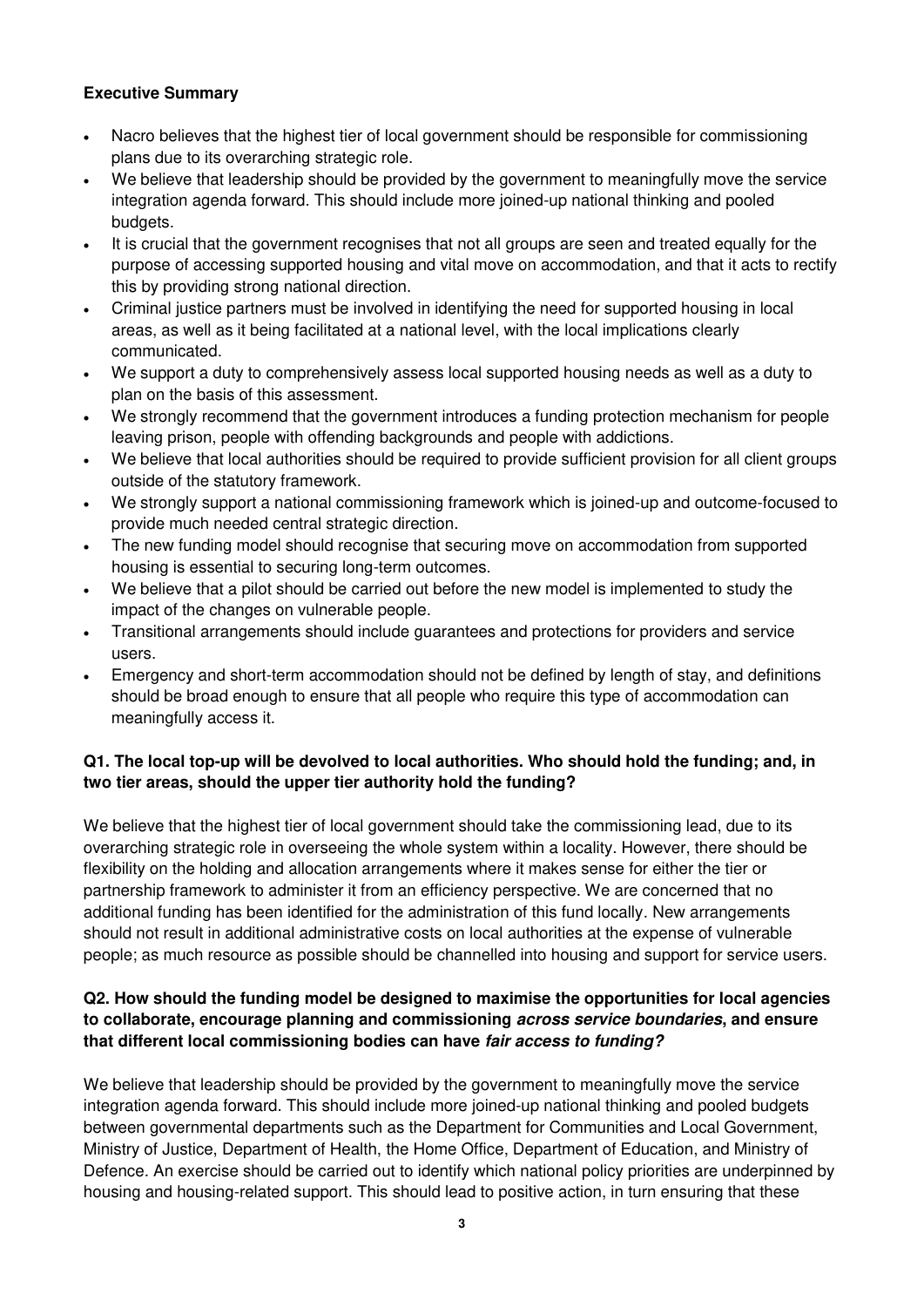**Executive Summary**

- Nacro believes that the highest tier of local government should be responsible for commissioning plans due to its overarching strategic role.
- We believe that leadership should be provided by the government to meaningfully move the service integration agenda forward. This should include more joined-up national thinking and pooled budgets.
- It is crucial that the government recognises that not all groups are seen and treated equally for the purpose of accessing supported housing and vital move on accommodation, and that it acts to rectify this by providing strong national direction.
- Criminal justice partners must be involved in identifying the need for supported housing in local areas, as well as it being facilitated at a national level, with the local implications clearly communicated.
- We support a duty to comprehensively assess local supported housing needs as well as a duty to plan on the basis of this assessment.
- We strongly recommend that the government introduces a funding protection mechanism for people leaving prison, people with offending backgrounds and people with addictions.
- We believe that local authorities should be required to provide sufficient provision for all client groups outside of the statutory framework.
- We strongly support a national commissioning framework which is joined-up and outcome-focused to provide much needed central strategic direction.
- The new funding model should recognise that securing move on accommodation from supported housing is essential to securing long-term outcomes.
- We believe that a pilot should be carried out before the new model is implemented to study the impact of the changes on vulnerable people.
- Transitional arrangements should include guarantees and protections for providers and service users.
- Emergency and short-term accommodation should not be defined by length of stay, and definitions should be broad enough to ensure that all people who require this type of accommodation can meaningfully access it.

**Q1. The local top-up will be devolved to local authorities. Who should hold the funding; and, in two tier areas, should the upper tier authority hold the funding?**

We believe that the highest tier of local government should take the commissioning lead, due to its overarching strategic role in overseeing the whole system within a locality. However, there should be flexibility on the holding and allocation arrangements where it makes sense for either the tier or partnership framework to administer it from an efficiency perspective. We are concerned that no additional funding has been identified for the administration of this fund locally. New arrangements should not result in additional administrative costs on local authorities at the expense of vulnerable people; as much resource as possible should be channelled into housing and support for service users.

**Q2. How should the funding model be designed to maximise the opportunities for local agencies to collaborate, encourage planning and commissioning *across service boundaries*, and ensure that different local commissioning bodies can have *fair access to funding?***

We believe that leadership should be provided by the government to meaningfully move the service integration agenda forward. This should include more joined-up national thinking and pooled budgets between governmental departments such as the Department for Communities and Local Government, Ministry of Justice, Department of Health, the Home Office, Department of Education, and Ministry of Defence. An exercise should be carried out to identify which national policy priorities are underpinned by housing and housing-related support. This should lead to positive action, in turn ensuring that these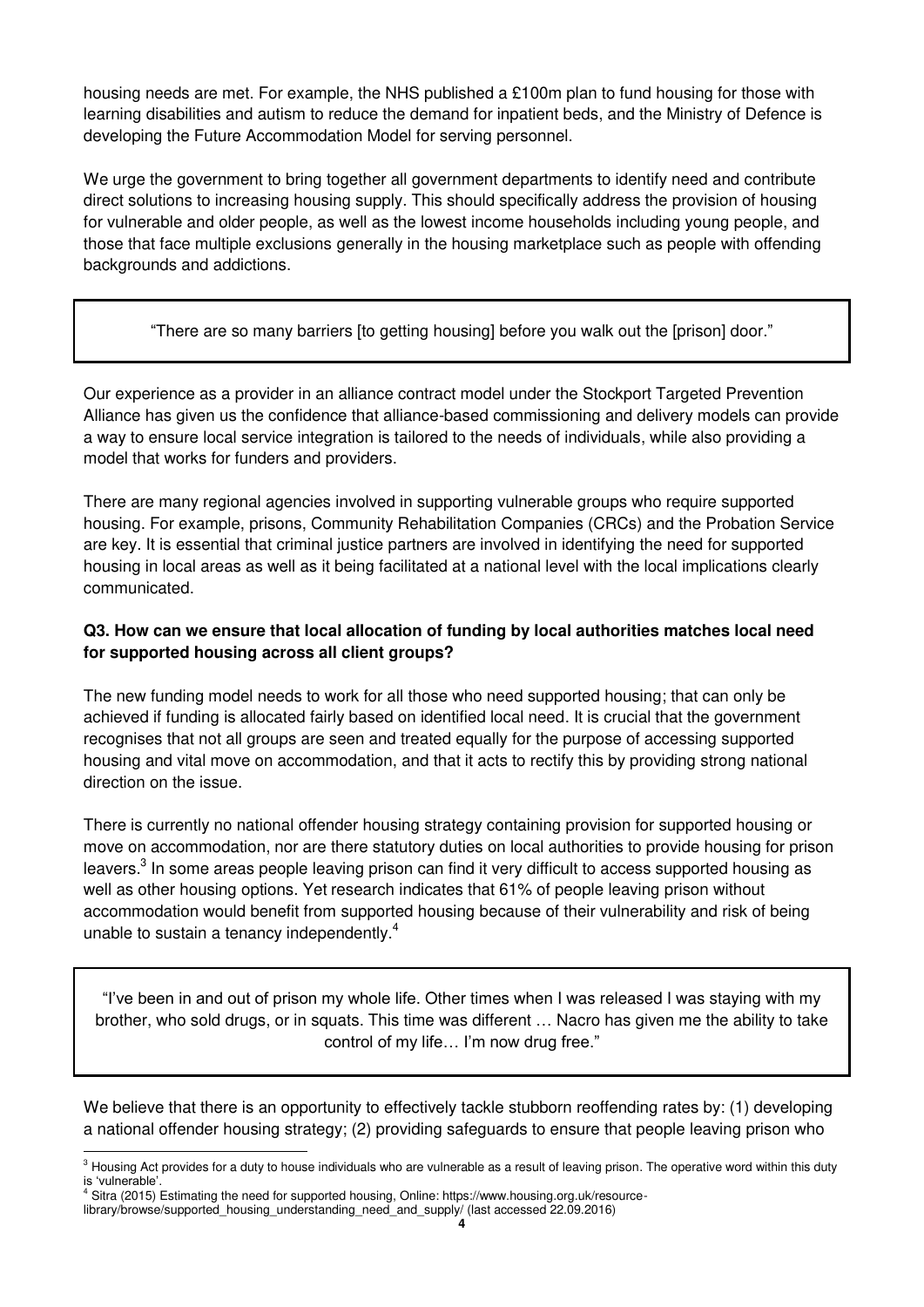housing needs are met. For example, the NHS published a £100m plan to fund housing for those with learning disabilities and autism to reduce the demand for inpatient beds, and the Ministry of Defence is developing the Future Accommodation Model for serving personnel.

We urge the government to bring together all government departments to identify need and contribute direct solutions to increasing housing supply. This should specifically address the provision of housing for vulnerable and older people, as well as the lowest income households including young people, and those that face multiple exclusions generally in the housing marketplace such as people with offending backgrounds and addictions.

> "There are so many barriers [to getting housing] before you walk out the [prison] door."

Our experience as a provider in an alliance contract model under the Stockport Targeted Prevention Alliance has given us the confidence that alliance-based commissioning and delivery models can provide a way to ensure local service integration is tailored to the needs of individuals, while also providing a model that works for funders and providers.

There are many regional agencies involved in supporting vulnerable groups who require supported housing. For example, prisons, Community Rehabilitation Companies (CRCs) and the Probation Service are key. It is essential that criminal justice partners are involved in identifying the need for supported housing in local areas as well as it being facilitated at a national level with the local implications clearly communicated.

**Q3. How can we ensure that local allocation of funding by local authorities matches local need for supported housing across all client groups?**

The new funding model needs to work for all those who need supported housing; that can only be achieved if funding is allocated fairly based on identified local need. It is crucial that the government recognises that not all groups are seen and treated equally for the purpose of accessing supported housing and vital move on accommodation, and that it acts to rectify this by providing strong national direction on the issue.

There is currently no national offender housing strategy containing provision for supported housing or move on accommodation, nor are there statutory duties on local authorities to provide housing for prison leavers.[3] In some areas people leaving prison can find it very difficult to access supported housing as well as other housing options. Yet research indicates that 61% of people leaving prison without accommodation would benefit from supported housing because of their vulnerability and risk of being unable to sustain a tenancy independently.[4]

> "I've been in and out of prison my whole life. Other times when I was released I was staying with my brother, who sold drugs, or in squats. This time was different … Nacro has given me the ability to take control of my life… I'm now drug free."

We believe that there is an opportunity to effectively tackle stubborn reoffending rates by: (1) developing a national offender housing strategy; (2) providing safeguards to ensure that people leaving prison who

---

[3] Housing Act provides for a duty to house individuals who are vulnerable as a result of leaving prison. The operative word within this duty is 'vulnerable'.

[4] Sitra (2015) Estimating the need for supported housing, Online: https://www.housing.org.uk/resource-library/browse/supported_housing_understanding_need_and_supply/ (last accessed 22.09.2016)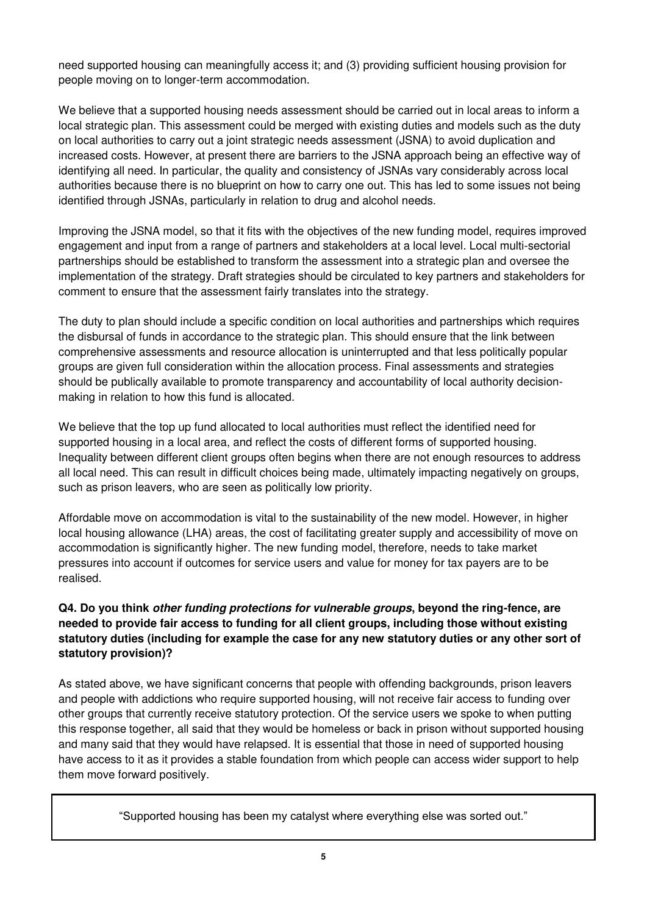need supported housing can meaningfully access it; and (3) providing sufficient housing provision for people moving on to longer-term accommodation.

We believe that a supported housing needs assessment should be carried out in local areas to inform a local strategic plan. This assessment could be merged with existing duties and models such as the duty on local authorities to carry out a joint strategic needs assessment (JSNA) to avoid duplication and increased costs. However, at present there are barriers to the JSNA approach being an effective way of identifying all need. In particular, the quality and consistency of JSNAs vary considerably across local authorities because there is no blueprint on how to carry one out. This has led to some issues not being identified through JSNAs, particularly in relation to drug and alcohol needs.

Improving the JSNA model, so that it fits with the objectives of the new funding model, requires improved engagement and input from a range of partners and stakeholders at a local level. Local multi-sectorial partnerships should be established to transform the assessment into a strategic plan and oversee the implementation of the strategy. Draft strategies should be circulated to key partners and stakeholders for comment to ensure that the assessment fairly translates into the strategy.

The duty to plan should include a specific condition on local authorities and partnerships which requires the disbursal of funds in accordance to the strategic plan. This should ensure that the link between comprehensive assessments and resource allocation is uninterrupted and that less politically popular groups are given full consideration within the allocation process. Final assessments and strategies should be publically available to promote transparency and accountability of local authority decision-making in relation to how this fund is allocated.

We believe that the top up fund allocated to local authorities must reflect the identified need for supported housing in a local area, and reflect the costs of different forms of supported housing. Inequality between different client groups often begins when there are not enough resources to address all local need. This can result in difficult choices being made, ultimately impacting negatively on groups, such as prison leavers, who are seen as politically low priority.

Affordable move on accommodation is vital to the sustainability of the new model. However, in higher local housing allowance (LHA) areas, the cost of facilitating greater supply and accessibility of move on accommodation is significantly higher. The new funding model, therefore, needs to take market pressures into account if outcomes for service users and value for money for tax payers are to be realised.

**Q4. Do you think *other funding protections for vulnerable groups*, beyond the ring-fence, are needed to provide fair access to funding for all client groups, including those without existing statutory duties (including for example the case for any new statutory duties or any other sort of statutory provision)?**

As stated above, we have significant concerns that people with offending backgrounds, prison leavers and people with addictions who require supported housing, will not receive fair access to funding over other groups that currently receive statutory protection. Of the service users we spoke to when putting this response together, all said that they would be homeless or back in prison without supported housing and many said that they would have relapsed. It is essential that those in need of supported housing have access to it as it provides a stable foundation from which people can access wider support to help them move forward positively.

> "Supported housing has been my catalyst where everything else was sorted out."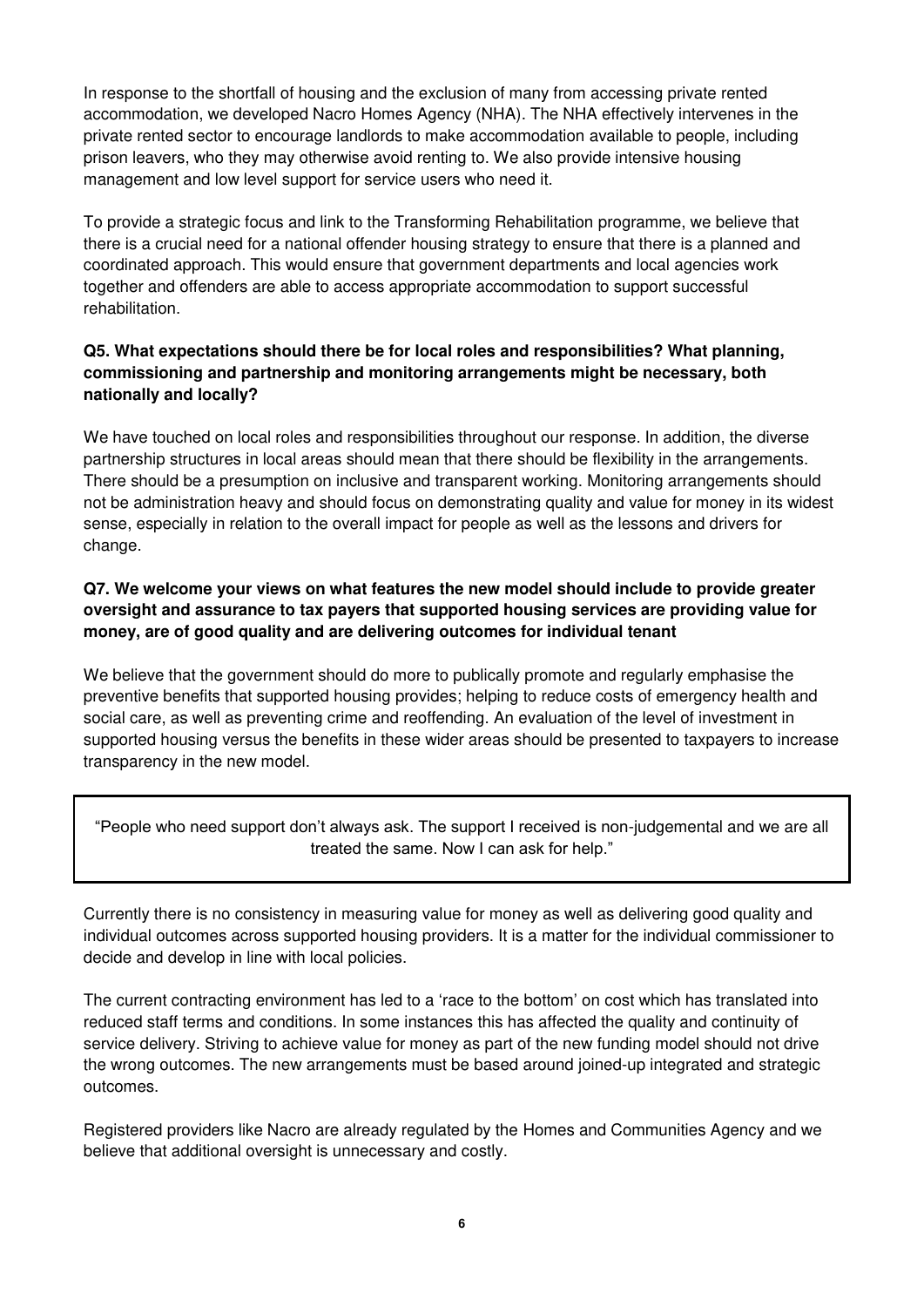In response to the shortfall of housing and the exclusion of many from accessing private rented accommodation, we developed Nacro Homes Agency (NHA). The NHA effectively intervenes in the private rented sector to encourage landlords to make accommodation available to people, including prison leavers, who they may otherwise avoid renting to. We also provide intensive housing management and low level support for service users who need it.

To provide a strategic focus and link to the Transforming Rehabilitation programme, we believe that there is a crucial need for a national offender housing strategy to ensure that there is a planned and coordinated approach. This would ensure that government departments and local agencies work together and offenders are able to access appropriate accommodation to support successful rehabilitation.

**Q5. What expectations should there be for local roles and responsibilities? What planning, commissioning and partnership and monitoring arrangements might be necessary, both nationally and locally?**

We have touched on local roles and responsibilities throughout our response. In addition, the diverse partnership structures in local areas should mean that there should be flexibility in the arrangements. There should be a presumption on inclusive and transparent working. Monitoring arrangements should not be administration heavy and should focus on demonstrating quality and value for money in its widest sense, especially in relation to the overall impact for people as well as the lessons and drivers for change.

**Q7. We welcome your views on what features the new model should include to provide greater oversight and assurance to tax payers that supported housing services are providing value for money, are of good quality and are delivering outcomes for individual tenant**

We believe that the government should do more to publically promote and regularly emphasise the preventive benefits that supported housing provides; helping to reduce costs of emergency health and social care, as well as preventing crime and reoffending. An evaluation of the level of investment in supported housing versus the benefits in these wider areas should be presented to taxpayers to increase transparency in the new model.

> "People who need support don't always ask. The support I received is non-judgemental and we are all treated the same. Now I can ask for help."

Currently there is no consistency in measuring value for money as well as delivering good quality and individual outcomes across supported housing providers. It is a matter for the individual commissioner to decide and develop in line with local policies.

The current contracting environment has led to a 'race to the bottom' on cost which has translated into reduced staff terms and conditions. In some instances this has affected the quality and continuity of service delivery. Striving to achieve value for money as part of the new funding model should not drive the wrong outcomes. The new arrangements must be based around joined-up integrated and strategic outcomes.

Registered providers like Nacro are already regulated by the Homes and Communities Agency and we believe that additional oversight is unnecessary and costly.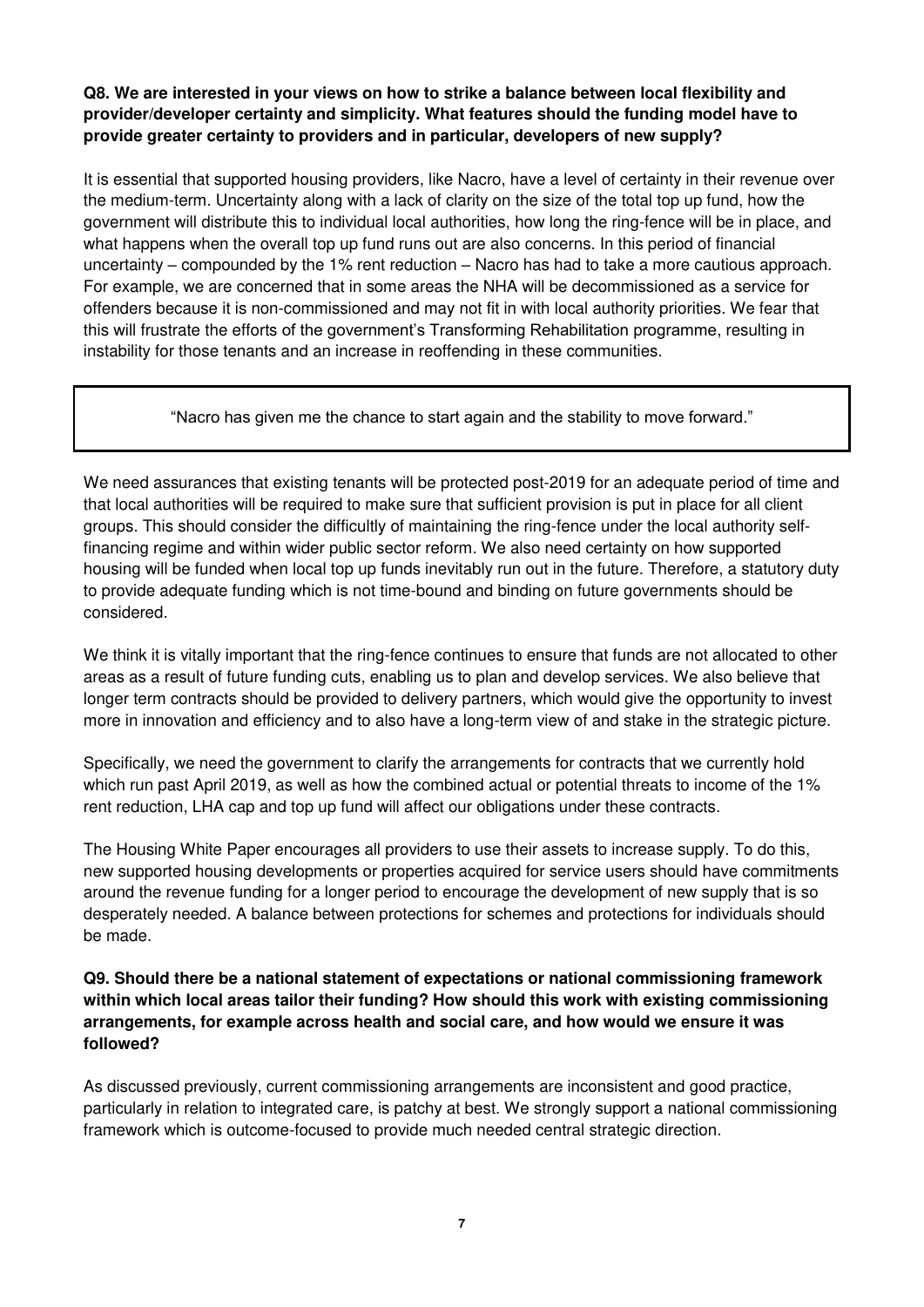**Q8. We are interested in your views on how to strike a balance between local flexibility and provider/developer certainty and simplicity. What features should the funding model have to provide greater certainty to providers and in particular, developers of new supply?**

It is essential that supported housing providers, like Nacro, have a level of certainty in their revenue over the medium-term. Uncertainty along with a lack of clarity on the size of the total top up fund, how the government will distribute this to individual local authorities, how long the ring-fence will be in place, and what happens when the overall top up fund runs out are also concerns. In this period of financial uncertainty – compounded by the 1% rent reduction – Nacro has had to take a more cautious approach. For example, we are concerned that in some areas the NHA will be decommissioned as a service for offenders because it is non-commissioned and may not fit in with local authority priorities. We fear that this will frustrate the efforts of the government's Transforming Rehabilitation programme, resulting in instability for those tenants and an increase in reoffending in these communities.

> "Nacro has given me the chance to start again and the stability to move forward."

We need assurances that existing tenants will be protected post-2019 for an adequate period of time and that local authorities will be required to make sure that sufficient provision is put in place for all client groups. This should consider the difficultly of maintaining the ring-fence under the local authority self-financing regime and within wider public sector reform. We also need certainty on how supported housing will be funded when local top up funds inevitably run out in the future. Therefore, a statutory duty to provide adequate funding which is not time-bound and binding on future governments should be considered.

We think it is vitally important that the ring-fence continues to ensure that funds are not allocated to other areas as a result of future funding cuts, enabling us to plan and develop services. We also believe that longer term contracts should be provided to delivery partners, which would give the opportunity to invest more in innovation and efficiency and to also have a long-term view of and stake in the strategic picture.

Specifically, we need the government to clarify the arrangements for contracts that we currently hold which run past April 2019, as well as how the combined actual or potential threats to income of the 1% rent reduction, LHA cap and top up fund will affect our obligations under these contracts.

The Housing White Paper encourages all providers to use their assets to increase supply. To do this, new supported housing developments or properties acquired for service users should have commitments around the revenue funding for a longer period to encourage the development of new supply that is so desperately needed. A balance between protections for schemes and protections for individuals should be made.

**Q9. Should there be a national statement of expectations or national commissioning framework within which local areas tailor their funding? How should this work with existing commissioning arrangements, for example across health and social care, and how would we ensure it was followed?**

As discussed previously, current commissioning arrangements are inconsistent and good practice, particularly in relation to integrated care, is patchy at best. We strongly support a national commissioning framework which is outcome-focused to provide much needed central strategic direction.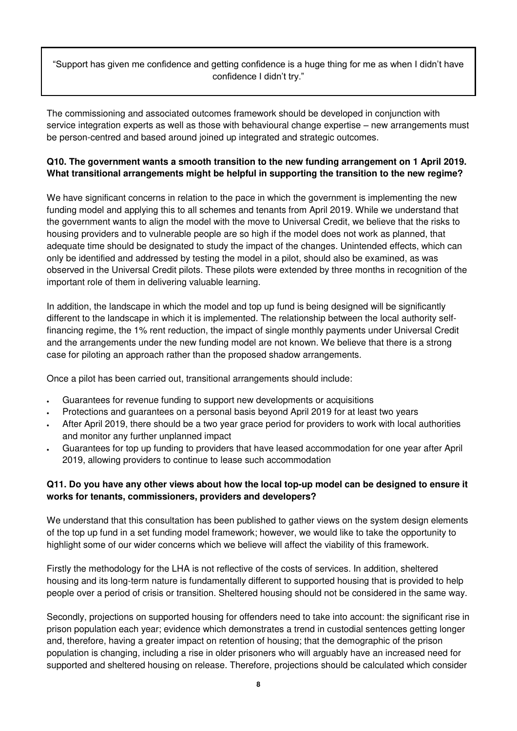> "Support has given me confidence and getting confidence is a huge thing for me as when I didn't have confidence I didn't try."

The commissioning and associated outcomes framework should be developed in conjunction with service integration experts as well as those with behavioural change expertise – new arrangements must be person-centred and based around joined up integrated and strategic outcomes.

**Q10. The government wants a smooth transition to the new funding arrangement on 1 April 2019. What transitional arrangements might be helpful in supporting the transition to the new regime?**

We have significant concerns in relation to the pace in which the government is implementing the new funding model and applying this to all schemes and tenants from April 2019. While we understand that the government wants to align the model with the move to Universal Credit, we believe that the risks to housing providers and to vulnerable people are so high if the model does not work as planned, that adequate time should be designated to study the impact of the changes. Unintended effects, which can only be identified and addressed by testing the model in a pilot, should also be examined, as was observed in the Universal Credit pilots. These pilots were extended by three months in recognition of the important role of them in delivering valuable learning.

In addition, the landscape in which the model and top up fund is being designed will be significantly different to the landscape in which it is implemented. The relationship between the local authority self-financing regime, the 1% rent reduction, the impact of single monthly payments under Universal Credit and the arrangements under the new funding model are not known. We believe that there is a strong case for piloting an approach rather than the proposed shadow arrangements.

Once a pilot has been carried out, transitional arrangements should include:

- Guarantees for revenue funding to support new developments or acquisitions
- Protections and guarantees on a personal basis beyond April 2019 for at least two years
- After April 2019, there should be a two year grace period for providers to work with local authorities and monitor any further unplanned impact
- Guarantees for top up funding to providers that have leased accommodation for one year after April 2019, allowing providers to continue to lease such accommodation

**Q11. Do you have any other views about how the local top-up model can be designed to ensure it works for tenants, commissioners, providers and developers?**

We understand that this consultation has been published to gather views on the system design elements of the top up fund in a set funding model framework; however, we would like to take the opportunity to highlight some of our wider concerns which we believe will affect the viability of this framework.

Firstly the methodology for the LHA is not reflective of the costs of services. In addition, sheltered housing and its long-term nature is fundamentally different to supported housing that is provided to help people over a period of crisis or transition. Sheltered housing should not be considered in the same way.

Secondly, projections on supported housing for offenders need to take into account: the significant rise in prison population each year; evidence which demonstrates a trend in custodial sentences getting longer and, therefore, having a greater impact on retention of housing; that the demographic of the prison population is changing, including a rise in older prisoners who will arguably have an increased need for supported and sheltered housing on release. Therefore, projections should be calculated which consider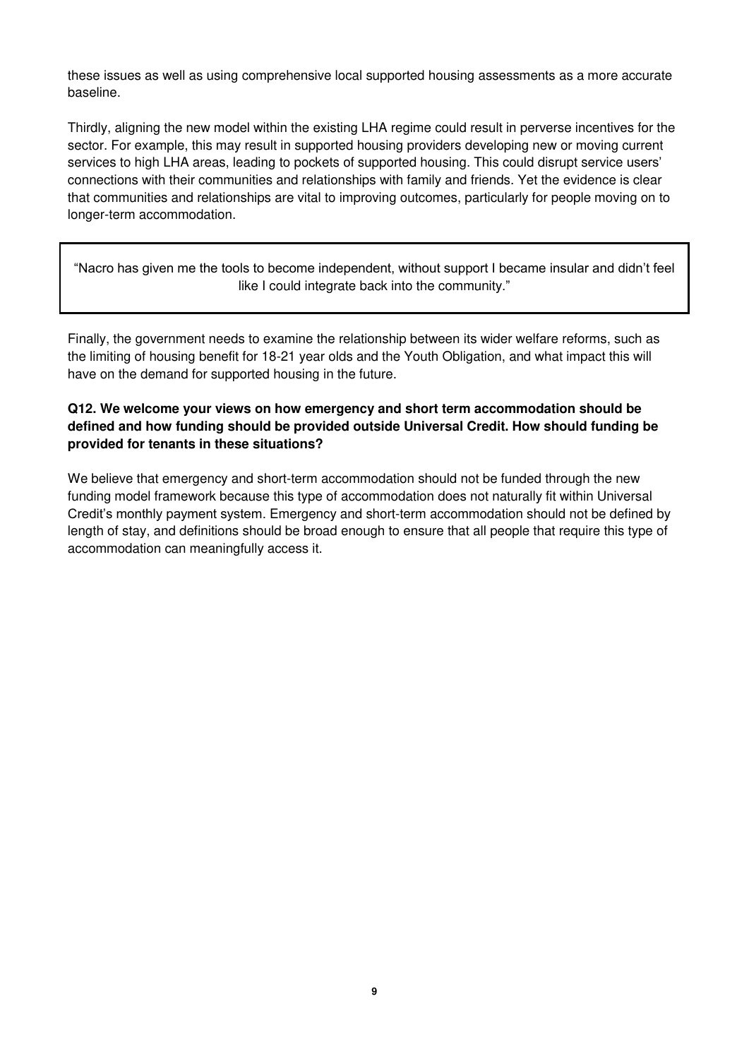these issues as well as using comprehensive local supported housing assessments as a more accurate baseline.

Thirdly, aligning the new model within the existing LHA regime could result in perverse incentives for the sector. For example, this may result in supported housing providers developing new or moving current services to high LHA areas, leading to pockets of supported housing. This could disrupt service users' connections with their communities and relationships with family and friends. Yet the evidence is clear that communities and relationships are vital to improving outcomes, particularly for people moving on to longer-term accommodation.

> "Nacro has given me the tools to become independent, without support I became insular and didn't feel like I could integrate back into the community."

Finally, the government needs to examine the relationship between its wider welfare reforms, such as the limiting of housing benefit for 18-21 year olds and the Youth Obligation, and what impact this will have on the demand for supported housing in the future.

**Q12. We welcome your views on how emergency and short term accommodation should be defined and how funding should be provided outside Universal Credit. How should funding be provided for tenants in these situations?**

We believe that emergency and short-term accommodation should not be funded through the new funding model framework because this type of accommodation does not naturally fit within Universal Credit's monthly payment system. Emergency and short-term accommodation should not be defined by length of stay, and definitions should be broad enough to ensure that all people that require this type of accommodation can meaningfully access it.